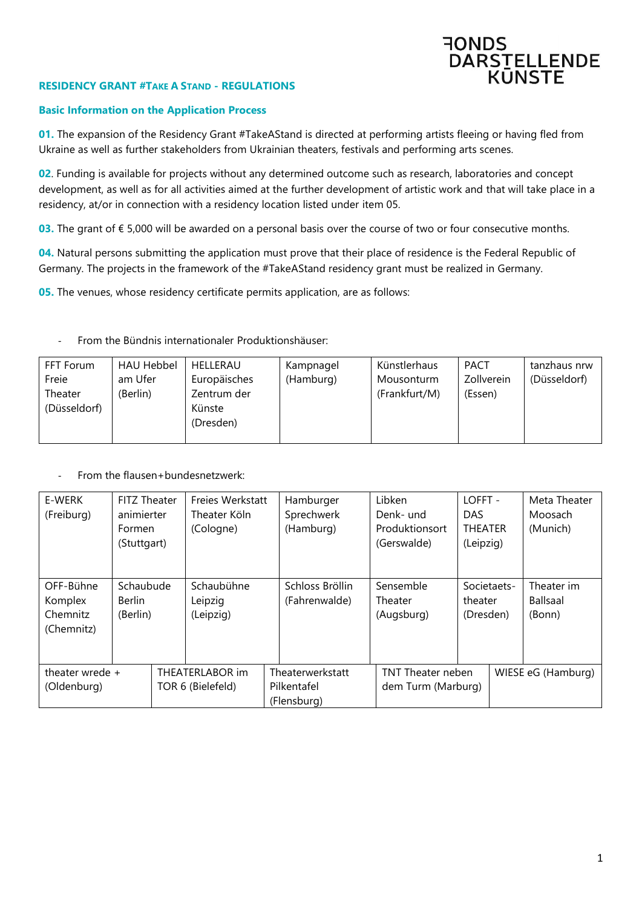FONDS DARSTELLENDE KÜNSTE

## RESIDENCY GRANT #TAKE A STAND - REGULATIONS

### Basic Information on the Application Process

**01.** The expansion of the Residency Grant #TakeAStand is directed at performing artists fleeing or having fled from Ukraine as well as further stakeholders from Ukrainian theaters, festivals and performing arts scenes.

**02**. Funding is available for projects without any determined outcome such as research, laboratories and concept development, as well as for all activities aimed at the further development of artistic work and that will take place in a residency, at/or in connection with a residency location listed under item 05.

**03.** The grant of € 5,000 will be awarded on a personal basis over the course of two or four consecutive months.

**04.** Natural persons submitting the application must prove that their place of residence is the Federal Republic of Germany. The projects in the framework of the #TakeAStand residency grant must be realized in Germany.

**05.** The venues, whose residency certificate permits application, are as follows:

- From the Bündnis internationaler Produktionshäuser:

| FFT Forum Freie Theater (Düsseldorf) | HAU Hebbel am Ufer (Berlin) | HELLERAU Europäisches Zentrum der Künste (Dresden) | Kampnagel (Hamburg) | Künstlerhaus Mousonturm (Frankfurt/M) | PACT Zollverein (Essen) | tanzhaus nrw (Düsseldorf) |
|---|---|---|---|---|---|---|

- From the flausen+bundesnetzwerk:

| E-WERK (Freiburg) | FITZ Theater animierter Formen (Stuttgart) | Freies Werkstatt Theater Köln (Cologne) | Hamburger Sprechwerk (Hamburg) | Libken Denk- und Produktionsort (Gerswalde) | LOFFT - DAS THEATER (Leipzig) | Meta Theater Moosach (Munich) |
|---|---|---|---|---|---|---|
| OFF-Bühne Komplex Chemnitz (Chemnitz) | Schaubude Berlin (Berlin) | Schaubühne Leipzig (Leipzig) | Schloss Bröllin (Fahrenwalde) | Sensemble Theater (Augsburg) | Societaets-theater (Dresden) | Theater im Ballsaal (Bonn) |
| theater wrede + (Oldenburg) | THEATERLABOR im TOR 6 (Bielefeld) | Theaterwerkstatt Pilkentafel (Flensburg) | TNT Theater neben dem Turm (Marburg) | WIESE eG (Hamburg) | | |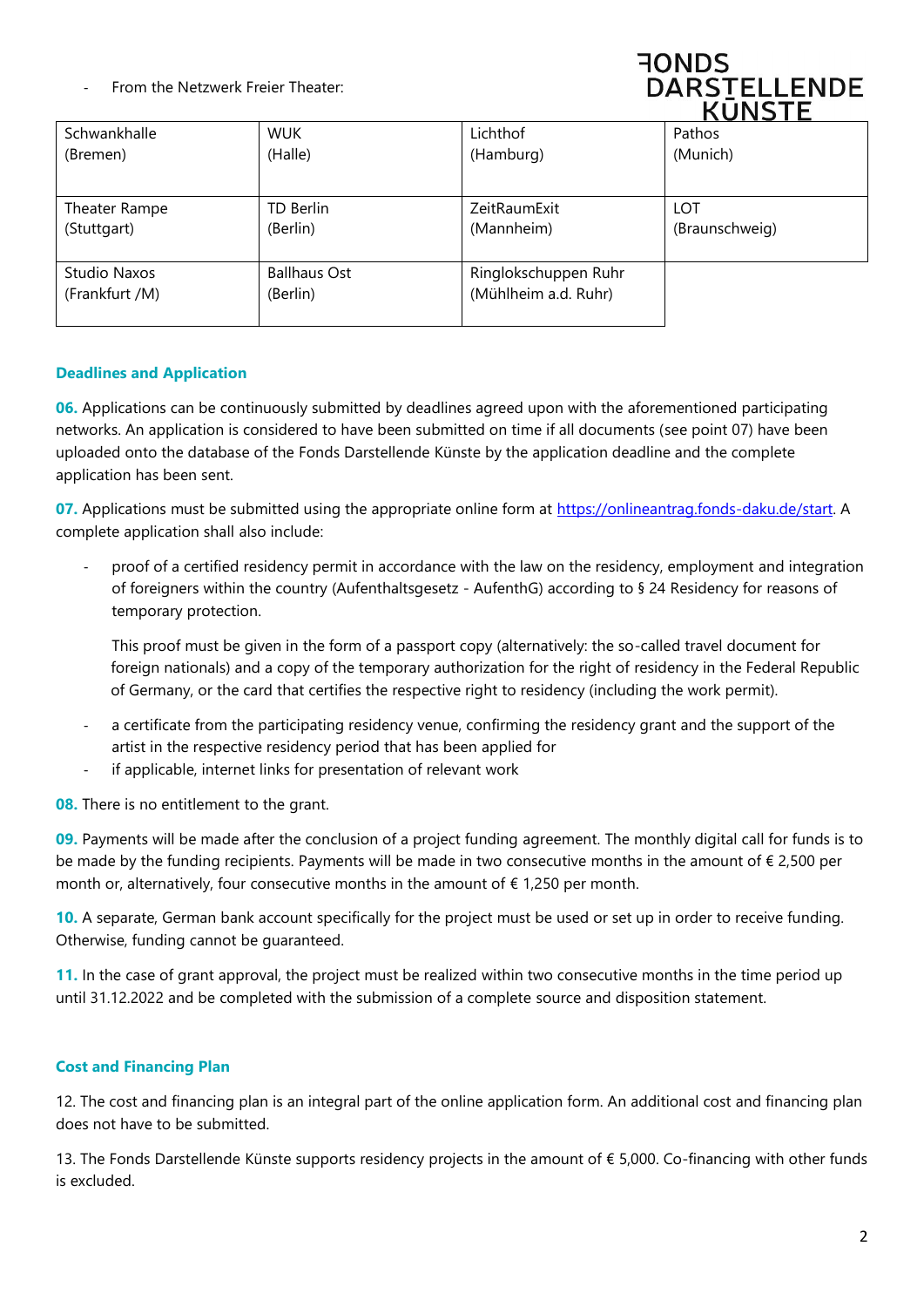- From the Netzwerk Freier Theater:

| | | | |
|---|---|---|---|
| Schwankhalle (Bremen) | WUK (Halle) | Lichthof (Hamburg) | Pathos (Munich) |
| Theater Rampe (Stuttgart) | TD Berlin (Berlin) | ZeitRaumExit (Mannheim) | LOT (Braunschweig) |
| Studio Naxos (Frankfurt /M) | Ballhaus Ost (Berlin) | Ringlokschuppen Ruhr (Mühlheim a.d. Ruhr) | |

### Deadlines and Application

**06.** Applications can be continuously submitted by deadlines agreed upon with the aforementioned participating networks. An application is considered to have been submitted on time if all documents (see point 07) have been uploaded onto the database of the Fonds Darstellende Künste by the application deadline and the complete application has been sent.

**07.** Applications must be submitted using the appropriate online form at https://onlineantrag.fonds-daku.de/start. A complete application shall also include:

- proof of a certified residency permit in accordance with the law on the residency, employment and integration of foreigners within the country (Aufenthaltsgesetz - AufenthG) according to § 24 Residency for reasons of temporary protection.

  This proof must be given in the form of a passport copy (alternatively: the so-called travel document for foreign nationals) and a copy of the temporary authorization for the right of residency in the Federal Republic of Germany, or the card that certifies the respective right to residency (including the work permit).

- a certificate from the participating residency venue, confirming the residency grant and the support of the artist in the respective residency period that has been applied for
- if applicable, internet links for presentation of relevant work

**08.** There is no entitlement to the grant.

**09.** Payments will be made after the conclusion of a project funding agreement. The monthly digital call for funds is to be made by the funding recipients. Payments will be made in two consecutive months in the amount of € 2,500 per month or, alternatively, four consecutive months in the amount of € 1,250 per month.

**10.** A separate, German bank account specifically for the project must be used or set up in order to receive funding. Otherwise, funding cannot be guaranteed.

**11.** In the case of grant approval, the project must be realized within two consecutive months in the time period up until 31.12.2022 and be completed with the submission of a complete source and disposition statement.

### Cost and Financing Plan

12. The cost and financing plan is an integral part of the online application form. An additional cost and financing plan does not have to be submitted.

13. The Fonds Darstellende Künste supports residency projects in the amount of € 5,000. Co-financing with other funds is excluded.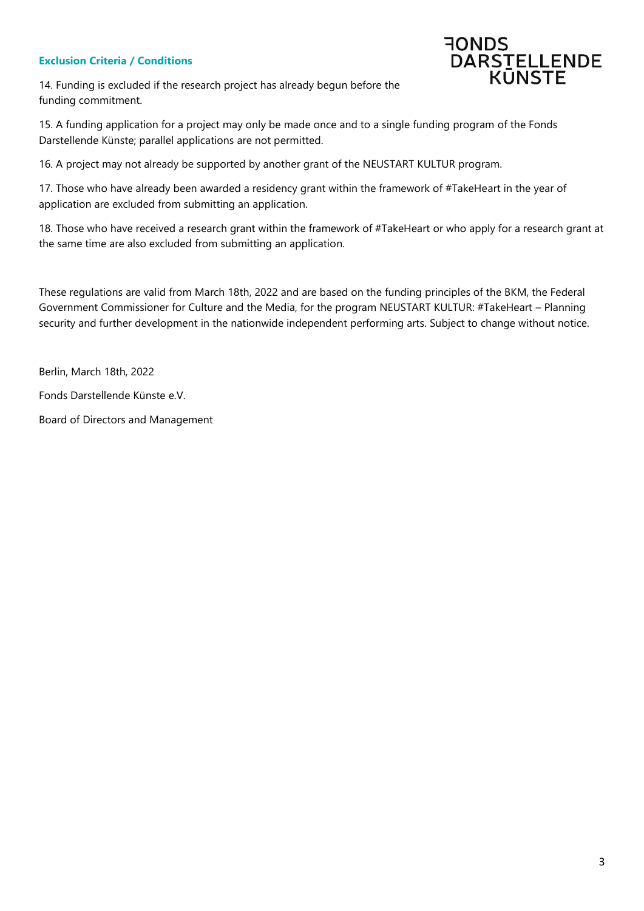### Exclusion Criteria / Conditions

14. Funding is excluded if the research project has already begun before the funding commitment.

15. A funding application for a project may only be made once and to a single funding program of the Fonds Darstellende Künste; parallel applications are not permitted.

16. A project may not already be supported by another grant of the NEUSTART KULTUR program.

17. Those who have already been awarded a residency grant within the framework of #TakeHeart in the year of application are excluded from submitting an application.

18. Those who have received a research grant within the framework of #TakeHeart or who apply for a research grant at the same time are also excluded from submitting an application.

These regulations are valid from March 18th, 2022 and are based on the funding principles of the BKM, the Federal Government Commissioner for Culture and the Media, for the program NEUSTART KULTUR: #TakeHeart – Planning security and further development in the nationwide independent performing arts. Subject to change without notice.

Berlin, March 18th, 2022

Fonds Darstellende Künste e.V.

Board of Directors and Management